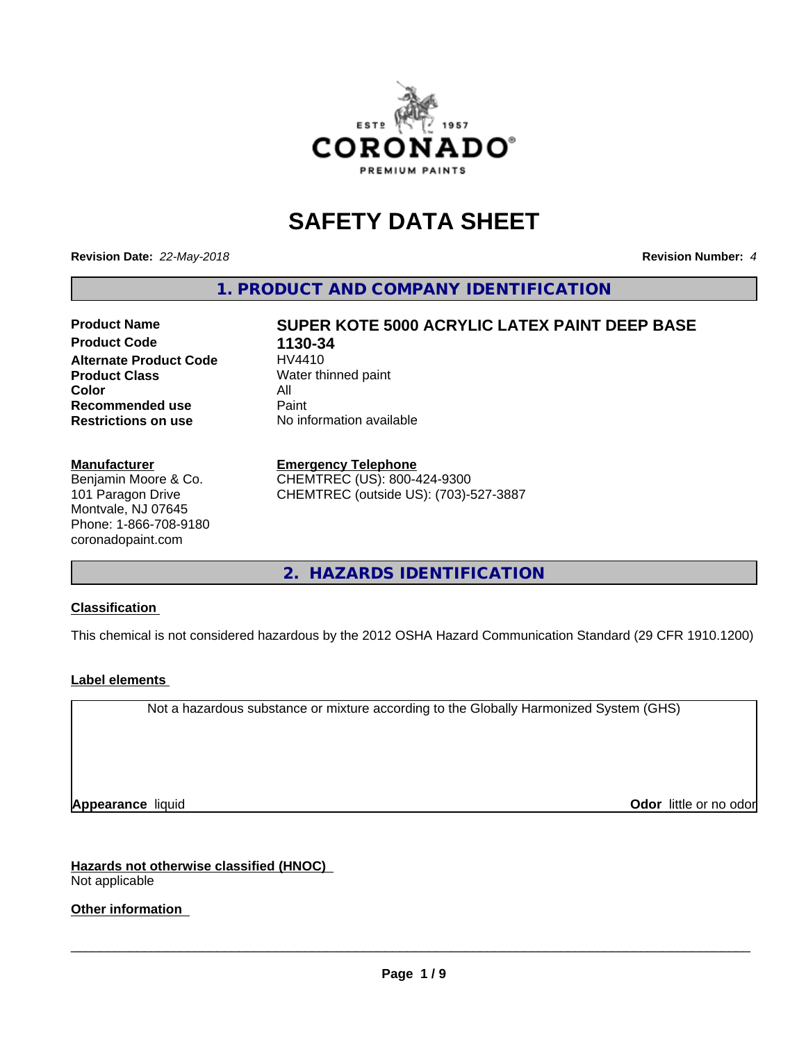# SAFETY DATA SHEET

**Revision Date:** *22-May-2018* **Revision Number:** *4*

## 1. PRODUCT AND COMPANY IDENTIFICATION

| | |
|---|---|
| **Product Name** | **SUPER KOTE 5000 ACRYLIC LATEX PAINT DEEP BASE** |
| **Product Code** | **1130-34** |
| **Alternate Product Code** | HV4410 |
| **Product Class** | Water thinned paint |
| **Color** | All |
| **Recommended use** | Paint |
| **Restrictions on use** | No information available |

**Manufacturer**
Benjamin Moore & Co.
101 Paragon Drive
Montvale, NJ 07645
Phone: 1-866-708-9180
coronadopaint.com

**Emergency Telephone**
CHEMTREC (US): 800-424-9300
CHEMTREC (outside US): (703)-527-3887

## 2. HAZARDS IDENTIFICATION

**Classification**

This chemical is not considered hazardous by the 2012 OSHA Hazard Communication Standard (29 CFR 1910.1200)

**Label elements**

Not a hazardous substance or mixture according to the Globally Harmonized System (GHS)

**Appearance** liquid **Odor** little or no odor

**Hazards not otherwise classified (HNOC)**
Not applicable

**Other information**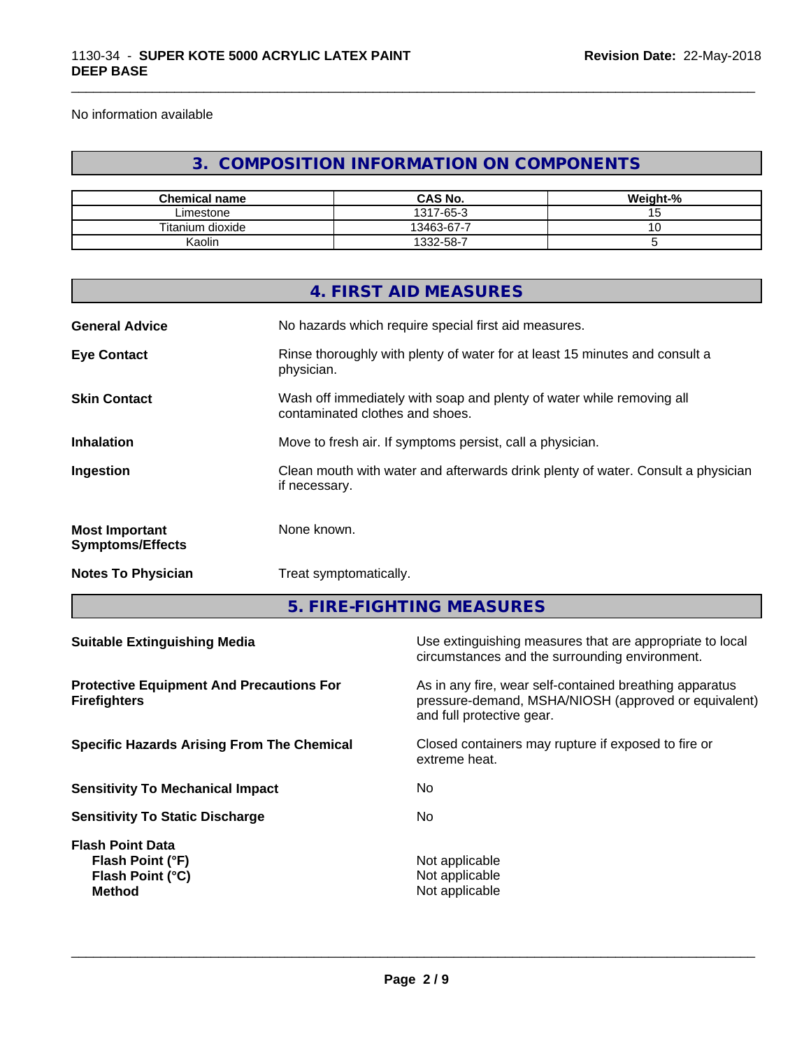No information available

## 3. COMPOSITION INFORMATION ON COMPONENTS

| Chemical name | CAS No. | Weight-% |
|---|---|---|
| Limestone | 1317-65-3 | 15 |
| Titanium dioxide | 13463-67-7 | 10 |
| Kaolin | 1332-58-7 | 5 |

## 4. FIRST AID MEASURES

**General Advice** No hazards which require special first aid measures.

**Eye Contact** Rinse thoroughly with plenty of water for at least 15 minutes and consult a physician.

**Skin Contact** Wash off immediately with soap and plenty of water while removing all contaminated clothes and shoes.

**Inhalation** Move to fresh air. If symptoms persist, call a physician.

**Ingestion** Clean mouth with water and afterwards drink plenty of water. Consult a physician if necessary.

**Most Important Symptoms/Effects** None known.

**Notes To Physician** Treat symptomatically.

## 5. FIRE-FIGHTING MEASURES

**Suitable Extinguishing Media** Use extinguishing measures that are appropriate to local circumstances and the surrounding environment.

**Protective Equipment And Precautions For Firefighters** As in any fire, wear self-contained breathing apparatus pressure-demand, MSHA/NIOSH (approved or equivalent) and full protective gear.

**Specific Hazards Arising From The Chemical** Closed containers may rupture if exposed to fire or extreme heat.

**Sensitivity To Mechanical Impact** No

**Sensitivity To Static Discharge** No

**Flash Point Data**
**Flash Point (°F)** Not applicable
**Flash Point (°C)** Not applicable
**Method** Not applicable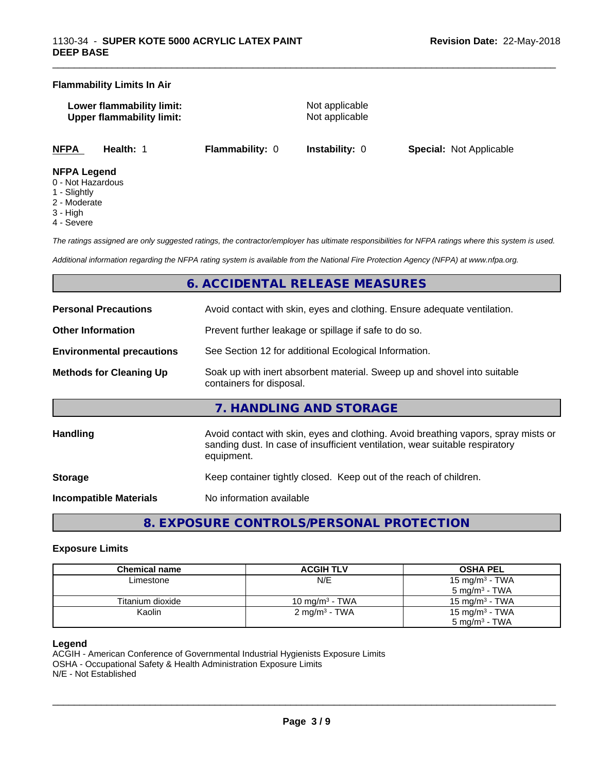**Flammability Limits In Air**

**Lower flammability limit:** Not applicable
**Upper flammability limit:** Not applicable

| **NFPA** | **Health:** 1 | **Flammability:** 0 | **Instability:** 0 | **Special:** Not Applicable |
|---|---|---|---|---|

**NFPA Legend**
0 - Not Hazardous
1 - Slightly
2 - Moderate
3 - High
4 - Severe

*The ratings assigned are only suggested ratings, the contractor/employer has ultimate responsibilities for NFPA ratings where this system is used.*

*Additional information regarding the NFPA rating system is available from the National Fire Protection Agency (NFPA) at www.nfpa.org.*

## 6. ACCIDENTAL RELEASE MEASURES

**Personal Precautions** Avoid contact with skin, eyes and clothing. Ensure adequate ventilation.

**Other Information** Prevent further leakage or spillage if safe to do so.

**Environmental precautions** See Section 12 for additional Ecological Information.

**Methods for Cleaning Up** Soak up with inert absorbent material. Sweep up and shovel into suitable containers for disposal.

## 7. HANDLING AND STORAGE

**Handling** Avoid contact with skin, eyes and clothing. Avoid breathing vapors, spray mists or sanding dust. In case of insufficient ventilation, wear suitable respiratory equipment.

**Storage** Keep container tightly closed. Keep out of the reach of children.

**Incompatible Materials** No information available

## 8. EXPOSURE CONTROLS/PERSONAL PROTECTION

**Exposure Limits**

| Chemical name | ACGIH TLV | OSHA PEL |
|---|---|---|
| Limestone | N/E | 15 mg/m³ - TWA<br>5 mg/m³ - TWA |
| Titanium dioxide | 10 mg/m³ - TWA | 15 mg/m³ - TWA |
| Kaolin | 2 mg/m³ - TWA | 15 mg/m³ - TWA<br>5 mg/m³ - TWA |

**Legend**
ACGIH - American Conference of Governmental Industrial Hygienists Exposure Limits
OSHA - Occupational Safety & Health Administration Exposure Limits
N/E - Not Established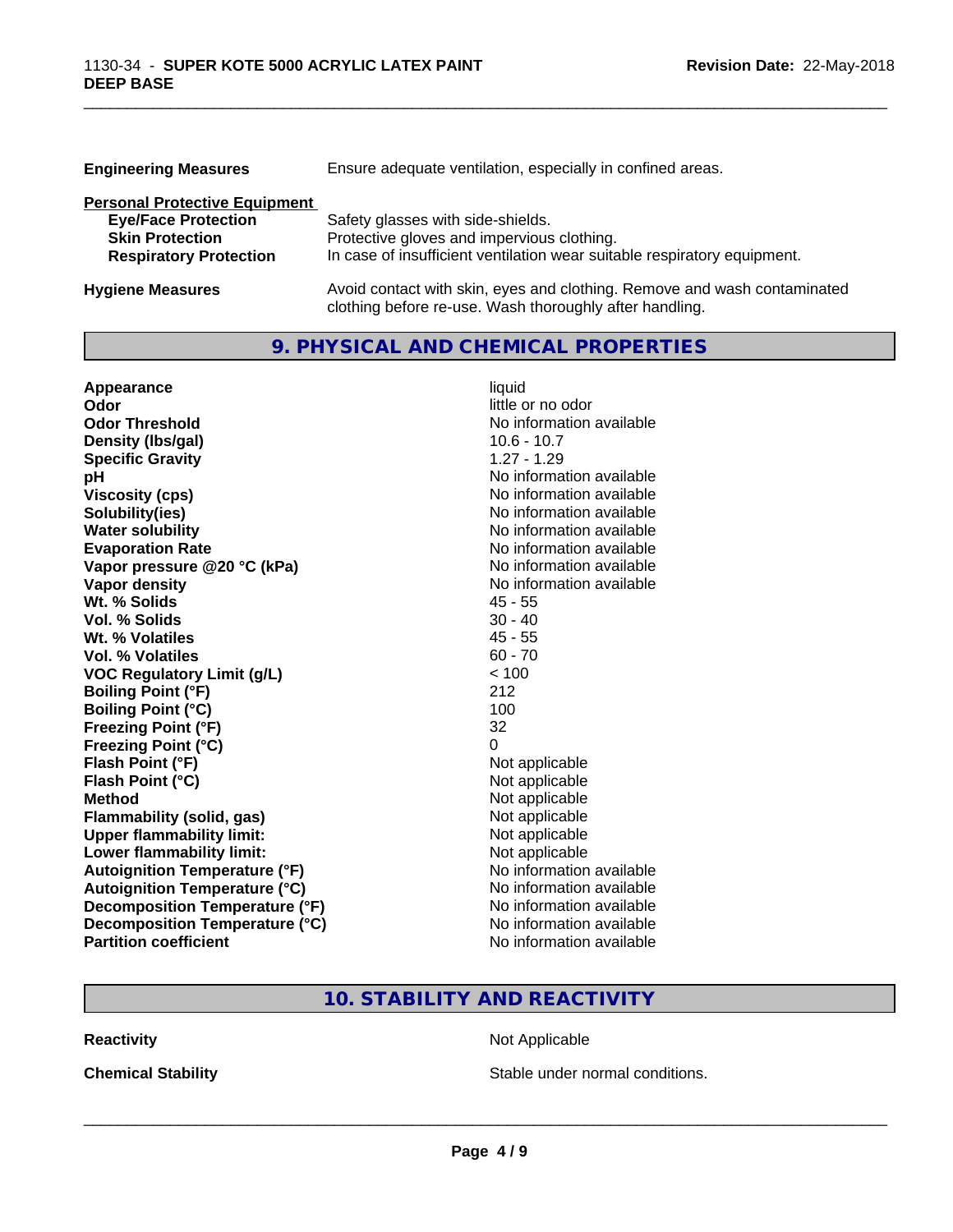| | |
|---|---|
| **Engineering Measures** | Ensure adequate ventilation, especially in confined areas. |

**Personal Protective Equipment**

| | |
|---|---|
| **Eye/Face Protection** | Safety glasses with side-shields. |
| **Skin Protection** | Protective gloves and impervious clothing. |
| **Respiratory Protection** | In case of insufficient ventilation wear suitable respiratory equipment. |

| | |
|---|---|
| **Hygiene Measures** | Avoid contact with skin, eyes and clothing. Remove and wash contaminated clothing before re-use. Wash thoroughly after handling. |

## 9. PHYSICAL AND CHEMICAL PROPERTIES

| | |
|---|---|
| **Appearance** | liquid |
| **Odor** | little or no odor |
| **Odor Threshold** | No information available |
| **Density (lbs/gal)** | 10.6 - 10.7 |
| **Specific Gravity** | 1.27 - 1.29 |
| **pH** | No information available |
| **Viscosity (cps)** | No information available |
| **Solubility(ies)** | No information available |
| **Water solubility** | No information available |
| **Evaporation Rate** | No information available |
| **Vapor pressure @20 °C (kPa)** | No information available |
| **Vapor density** | No information available |
| **Wt. % Solids** | 45 - 55 |
| **Vol. % Solids** | 30 - 40 |
| **Wt. % Volatiles** | 45 - 55 |
| **Vol. % Volatiles** | 60 - 70 |
| **VOC Regulatory Limit (g/L)** | < 100 |
| **Boiling Point (°F)** | 212 |
| **Boiling Point (°C)** | 100 |
| **Freezing Point (°F)** | 32 |
| **Freezing Point (°C)** | 0 |
| **Flash Point (°F)** | Not applicable |
| **Flash Point (°C)** | Not applicable |
| **Method** | Not applicable |
| **Flammability (solid, gas)** | Not applicable |
| **Upper flammability limit:** | Not applicable |
| **Lower flammability limit:** | Not applicable |
| **Autoignition Temperature (°F)** | No information available |
| **Autoignition Temperature (°C)** | No information available |
| **Decomposition Temperature (°F)** | No information available |
| **Decomposition Temperature (°C)** | No information available |
| **Partition coefficient** | No information available |

## 10. STABILITY AND REACTIVITY

| | |
|---|---|
| **Reactivity** | Not Applicable |
| **Chemical Stability** | Stable under normal conditions. |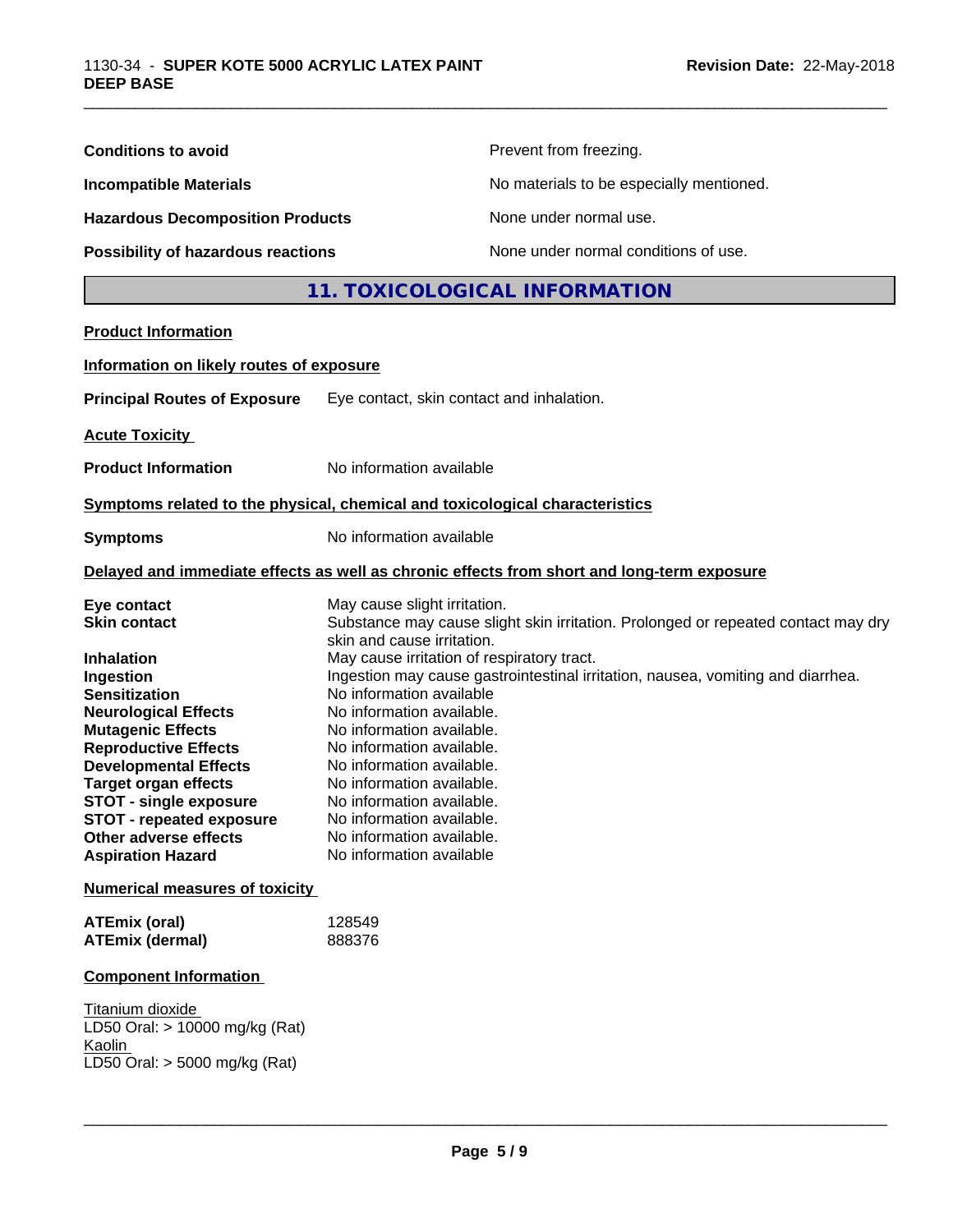| | |
|---|---|
| **Conditions to avoid** | Prevent from freezing. |
| **Incompatible Materials** | No materials to be especially mentioned. |
| **Hazardous Decomposition Products** | None under normal use. |
| **Possibility of hazardous reactions** | None under normal conditions of use. |

## 11. TOXICOLOGICAL INFORMATION

**Product Information**

**Information on likely routes of exposure**

**Principal Routes of Exposure** Eye contact, skin contact and inhalation.

**Acute Toxicity**

**Product Information** No information available

**Symptoms related to the physical, chemical and toxicological characteristics**

**Symptoms** No information available

**Delayed and immediate effects as well as chronic effects from short and long-term exposure**

| | |
|---|---|
| **Eye contact** | May cause slight irritation. |
| **Skin contact** | Substance may cause slight skin irritation. Prolonged or repeated contact may dry skin and cause irritation. |
| **Inhalation** | May cause irritation of respiratory tract. |
| **Ingestion** | Ingestion may cause gastrointestinal irritation, nausea, vomiting and diarrhea. |
| **Sensitization** | No information available |
| **Neurological Effects** | No information available. |
| **Mutagenic Effects** | No information available. |
| **Reproductive Effects** | No information available. |
| **Developmental Effects** | No information available. |
| **Target organ effects** | No information available. |
| **STOT - single exposure** | No information available. |
| **STOT - repeated exposure** | No information available. |
| **Other adverse effects** | No information available. |
| **Aspiration Hazard** | No information available |

**Numerical measures of toxicity**

| | |
|---|---|
| **ATEmix (oral)** | 128549 |
| **ATEmix (dermal)** | 888376 |

**Component Information**

Titanium dioxide
LD50 Oral: > 10000 mg/kg (Rat)
Kaolin
LD50 Oral: > 5000 mg/kg (Rat)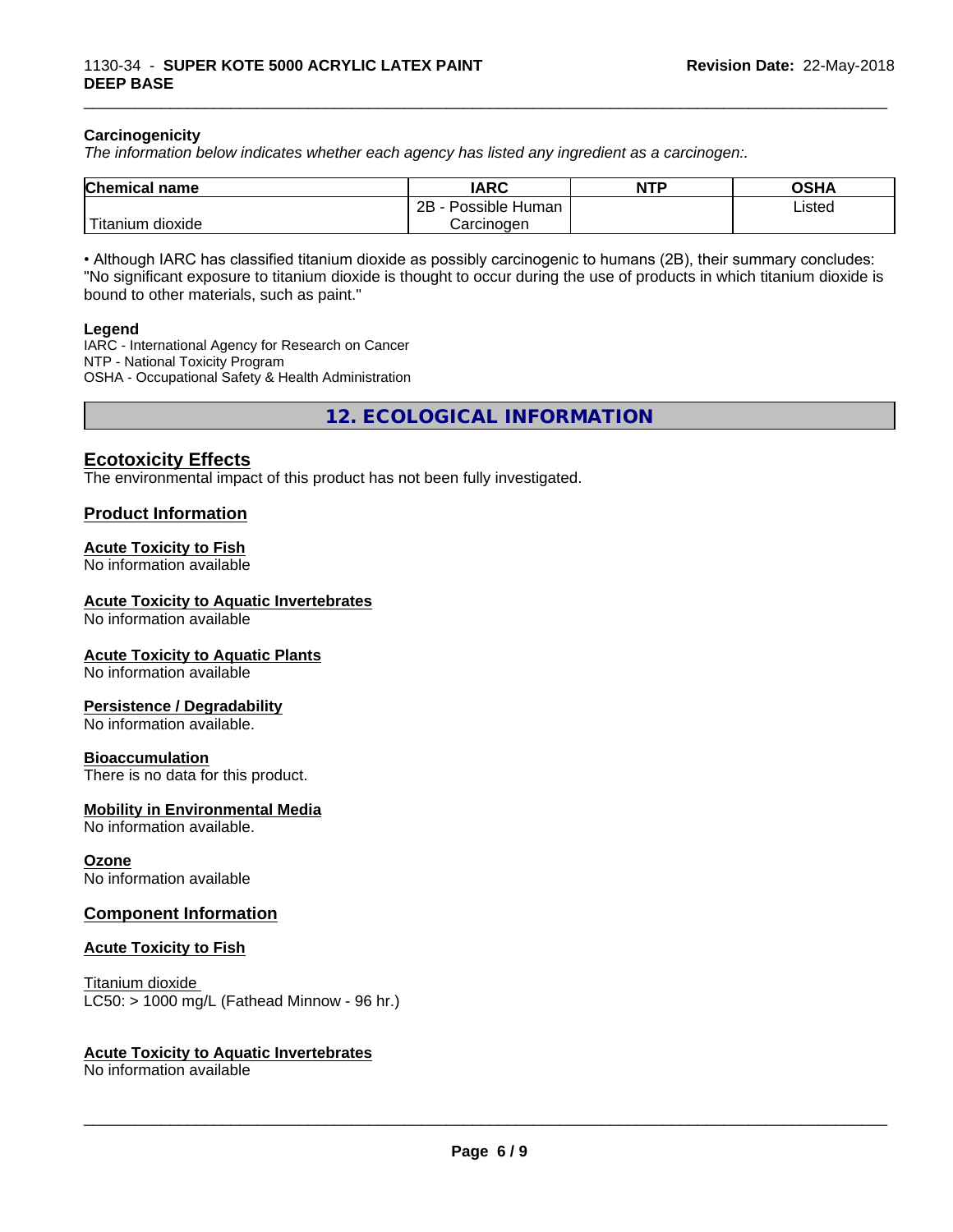**Carcinogenicity**

*The information below indicates whether each agency has listed any ingredient as a carcinogen:.*

| Chemical name | IARC | NTP | OSHA |
|---|---|---|---|
| Titanium dioxide | 2B - Possible Human Carcinogen | | Listed |

• Although IARC has classified titanium dioxide as possibly carcinogenic to humans (2B), their summary concludes: "No significant exposure to titanium dioxide is thought to occur during the use of products in which titanium dioxide is bound to other materials, such as paint."

**Legend**

IARC - International Agency for Research on Cancer
NTP - National Toxicity Program
OSHA - Occupational Safety & Health Administration

## 12. ECOLOGICAL INFORMATION

### Ecotoxicity Effects

The environmental impact of this product has not been fully investigated.

### Product Information

**Acute Toxicity to Fish**

No information available

**Acute Toxicity to Aquatic Invertebrates**

No information available

**Acute Toxicity to Aquatic Plants**

No information available

**Persistence / Degradability**

No information available.

**Bioaccumulation**

There is no data for this product.

**Mobility in Environmental Media**

No information available.

**Ozone**

No information available

### Component Information

**Acute Toxicity to Fish**

Titanium dioxide
LC50: > 1000 mg/L (Fathead Minnow - 96 hr.)

**Acute Toxicity to Aquatic Invertebrates**

No information available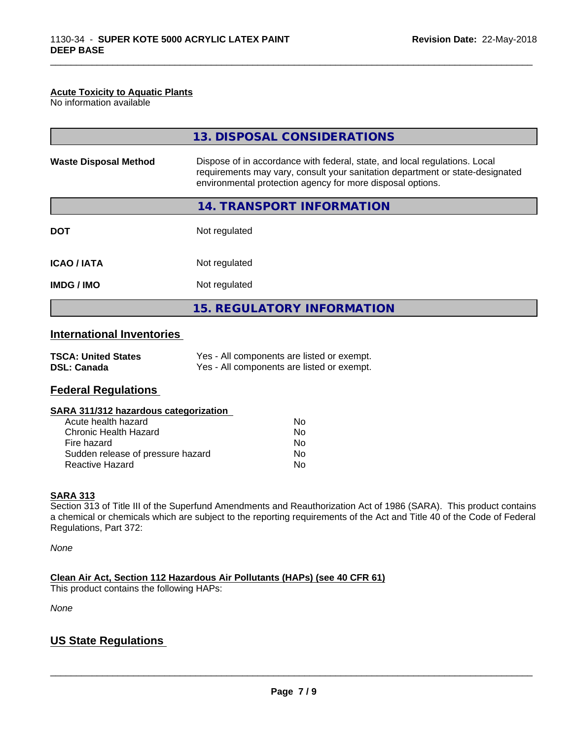**Acute Toxicity to Aquatic Plants**
No information available

## 13. DISPOSAL CONSIDERATIONS

| | |
|---|---|
| **Waste Disposal Method** | Dispose of in accordance with federal, state, and local regulations. Local requirements may vary, consult your sanitation department or state-designated environmental protection agency for more disposal options. |

## 14. TRANSPORT INFORMATION

| | |
|---|---|
| **DOT** | Not regulated |
| **ICAO / IATA** | Not regulated |
| **IMDG / IMO** | Not regulated |

## 15. REGULATORY INFORMATION

### International Inventories

| | |
|---|---|
| **TSCA: United States** | Yes - All components are listed or exempt. |
| **DSL: Canada** | Yes - All components are listed or exempt. |

### Federal Regulations

**SARA 311/312 hazardous categorization**

| | |
|---|---|
| Acute health hazard | No |
| Chronic Health Hazard | No |
| Fire hazard | No |
| Sudden release of pressure hazard | No |
| Reactive Hazard | No |

**SARA 313**
Section 313 of Title III of the Superfund Amendments and Reauthorization Act of 1986 (SARA). This product contains a chemical or chemicals which are subject to the reporting requirements of the Act and Title 40 of the Code of Federal Regulations, Part 372:

*None*

**Clean Air Act, Section 112 Hazardous Air Pollutants (HAPs) (see 40 CFR 61)**
This product contains the following HAPs:

*None*

### US State Regulations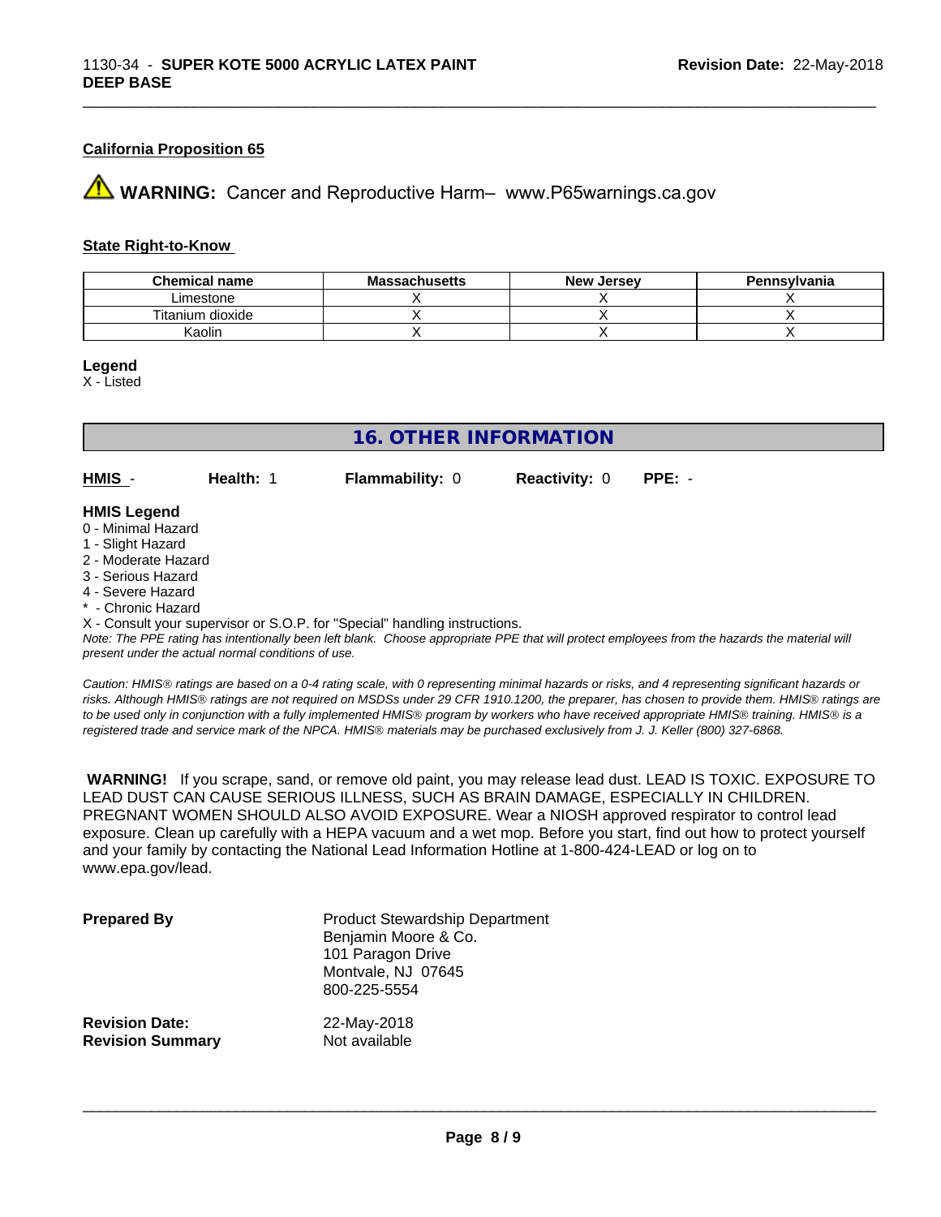**California Proposition 65**

⚠ **WARNING:** Cancer and Reproductive Harm– www.P65warnings.ca.gov

**State Right-to-Know**

| Chemical name | Massachusetts | New Jersey | Pennsylvania |
|---|---|---|---|
| Limestone | X | X | X |
| Titanium dioxide | X | X | X |
| Kaolin | X | X | X |

**Legend**
X - Listed

## 16. OTHER INFORMATION

**HMIS** - **Health:** 1 **Flammability:** 0 **Reactivity:** 0 **PPE:** -

**HMIS Legend**
0 - Minimal Hazard
1 - Slight Hazard
2 - Moderate Hazard
3 - Serious Hazard
4 - Severe Hazard
* - Chronic Hazard
X - Consult your supervisor or S.O.P. for "Special" handling instructions.

*Note: The PPE rating has intentionally been left blank. Choose appropriate PPE that will protect employees from the hazards the material will present under the actual normal conditions of use.*

*Caution: HMIS® ratings are based on a 0-4 rating scale, with 0 representing minimal hazards or risks, and 4 representing significant hazards or risks. Although HMIS® ratings are not required on MSDSs under 29 CFR 1910.1200, the preparer, has chosen to provide them. HMIS® ratings are to be used only in conjunction with a fully implemented HMIS® program by workers who have received appropriate HMIS® training. HMIS® is a registered trade and service mark of the NPCA. HMIS® materials may be purchased exclusively from J. J. Keller (800) 327-6868.*

**WARNING!** If you scrape, sand, or remove old paint, you may release lead dust. LEAD IS TOXIC. EXPOSURE TO LEAD DUST CAN CAUSE SERIOUS ILLNESS, SUCH AS BRAIN DAMAGE, ESPECIALLY IN CHILDREN. PREGNANT WOMEN SHOULD ALSO AVOID EXPOSURE. Wear a NIOSH approved respirator to control lead exposure. Clean up carefully with a HEPA vacuum and a wet mop. Before you start, find out how to protect yourself and your family by contacting the National Lead Information Hotline at 1-800-424-LEAD or log on to www.epa.gov/lead.

**Prepared By**
Product Stewardship Department
Benjamin Moore & Co.
101 Paragon Drive
Montvale, NJ 07645
800-225-5554

**Revision Date:** 22-May-2018
**Revision Summary** Not available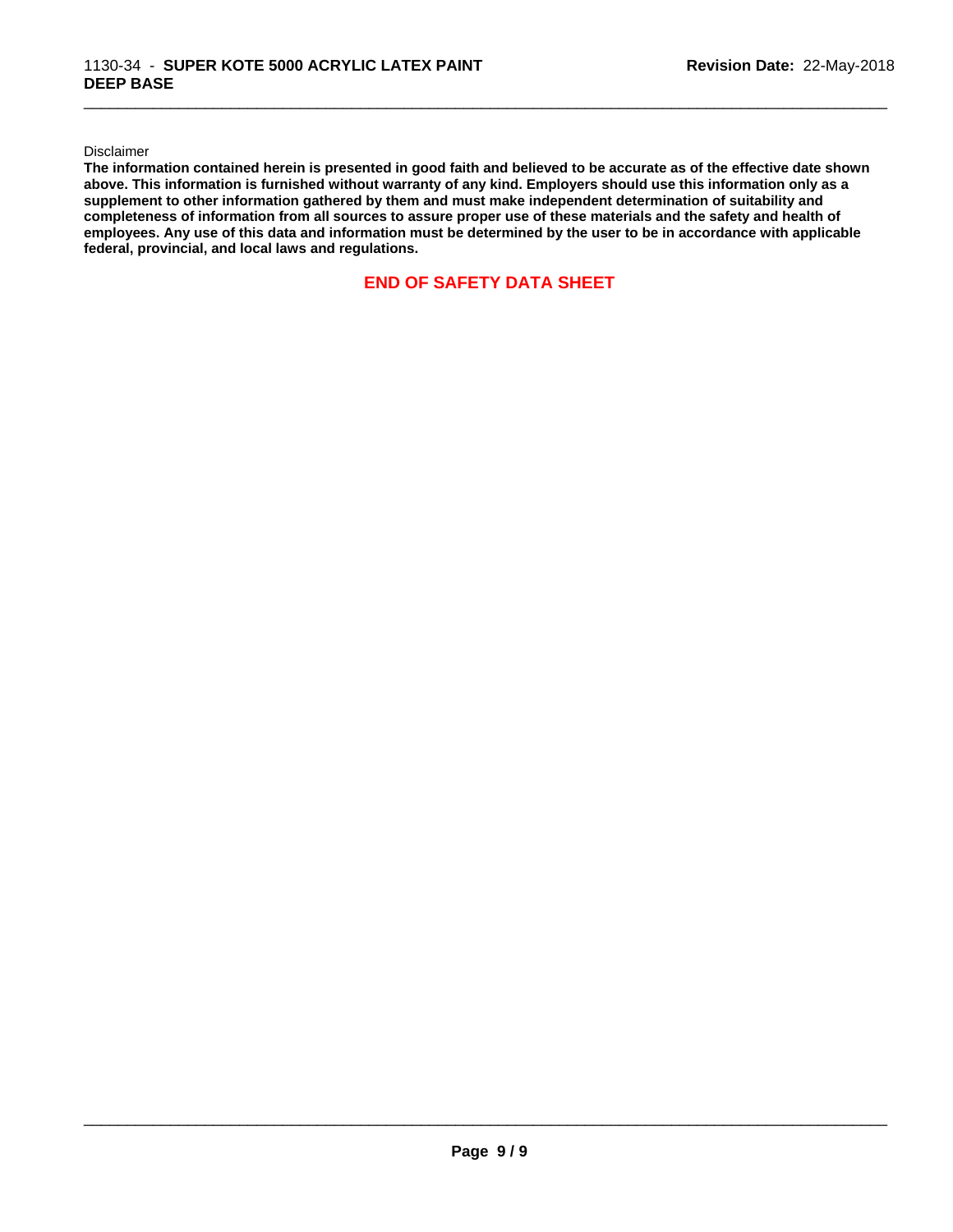Disclaimer

**The information contained herein is presented in good faith and believed to be accurate as of the effective date shown above. This information is furnished without warranty of any kind. Employers should use this information only as a supplement to other information gathered by them and must make independent determination of suitability and completeness of information from all sources to assure proper use of these materials and the safety and health of employees. Any use of this data and information must be determined by the user to be in accordance with applicable federal, provincial, and local laws and regulations.**

**END OF SAFETY DATA SHEET**